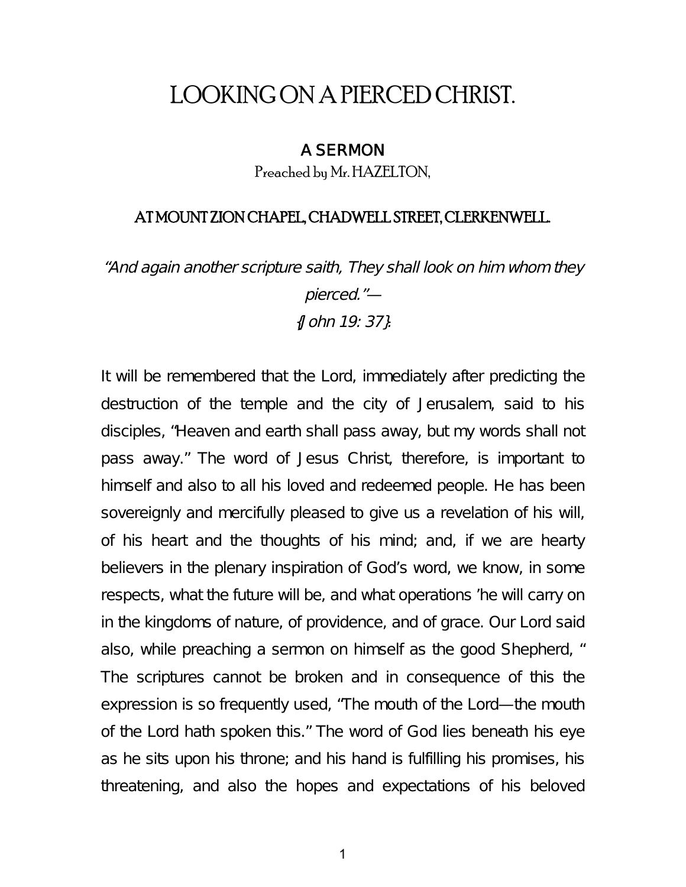# LOOKING ON A PIERCED CHRIST.

## A SERMON

Preached by Mr. HAZELTON,

### AT MOUNT ZION CHAPEL, CHADWELL STREET, CLERKENWELL.

*"And again another scripture saith, They shall look on him whom they pierced."—*
*{John 19: 37}.*

It will be remembered that the Lord, immediately after predicting the destruction of the temple and the city of Jerusalem, said to his disciples, "Heaven and earth shall pass away, but my words shall not pass away." The word of Jesus Christ, therefore, is important to himself and also to all his loved and redeemed people. He has been sovereignly and mercifully pleased to give us a revelation of his will, of his heart and the thoughts of his mind; and, if we are hearty believers in the plenary inspiration of God's word, we know, in some respects, what the future will be, and what operations 'he will carry on in the kingdoms of nature, of providence, and of grace. Our Lord said also, while preaching a sermon on himself as the good Shepherd, " The scriptures cannot be broken and in consequence of this the expression is so frequently used, "The mouth of the Lord—the mouth of the Lord hath spoken this." The word of God lies beneath his eye as he sits upon his throne; and his hand is fulfilling his promises, his threatening, and also the hopes and expectations of his beloved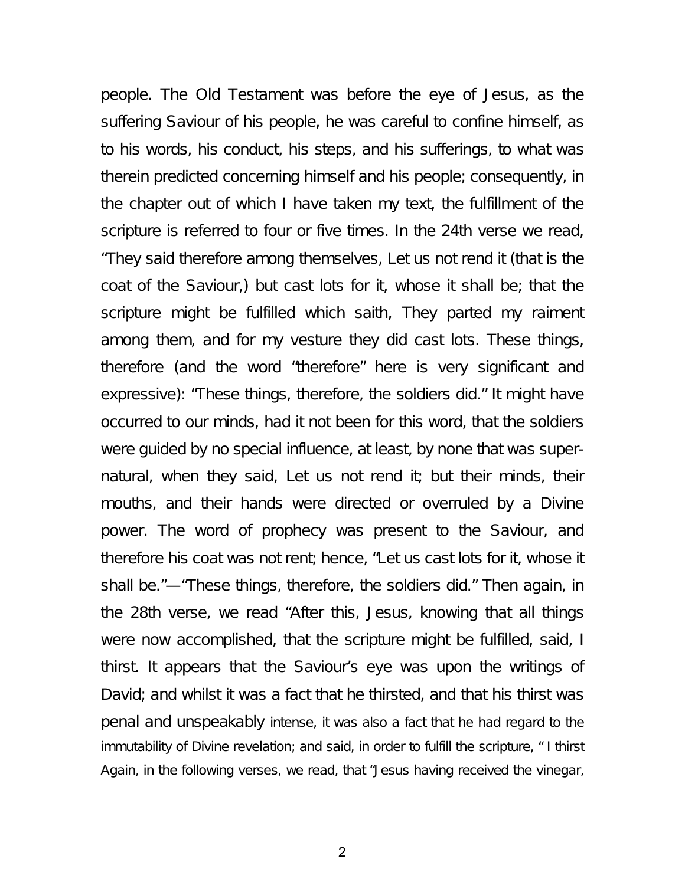people. The Old Testament was before the eye of Jesus, as the suffering Saviour of his people, he was careful to confine himself, as to his words, his conduct, his steps, and his sufferings, to what was therein predicted concerning himself and his people; consequently, in the chapter out of which I have taken my text, the fulfillment of the scripture is referred to four or five times. In the 24th verse we read, "They said therefore among themselves, Let us not rend it (that is the coat of the Saviour,) but cast lots for it, whose it shall be; that the scripture might be fulfilled which saith, They parted my raiment among them, and for my vesture they did cast lots. These things, therefore (and the word "therefore" here is very significant and expressive): "These things, therefore, the soldiers did." It might have occurred to our minds, had it not been for this word, that the soldiers were guided by no special influence, at least, by none that was super-natural, when they said, Let us not rend it; but their minds, their mouths, and their hands were directed or overruled by a Divine power. The word of prophecy was present to the Saviour, and therefore his coat was not rent; hence, "Let us cast lots for it, whose it shall be."—"These things, therefore, the soldiers did." Then again, in the 28th verse, we read "After this, Jesus, knowing that all things were now accomplished, that the scripture might be fulfilled, said, I thirst. It appears that the Saviour's eye was upon the writings of David; and whilst it was a fact that he thirsted, and that his thirst was penal and unspeakably intense, it was also a fact that he had regard to the immutability of Divine revelation; and said, in order to fulfill the scripture, " I thirst Again, in the following verses, we read, that "Jesus having received the vinegar,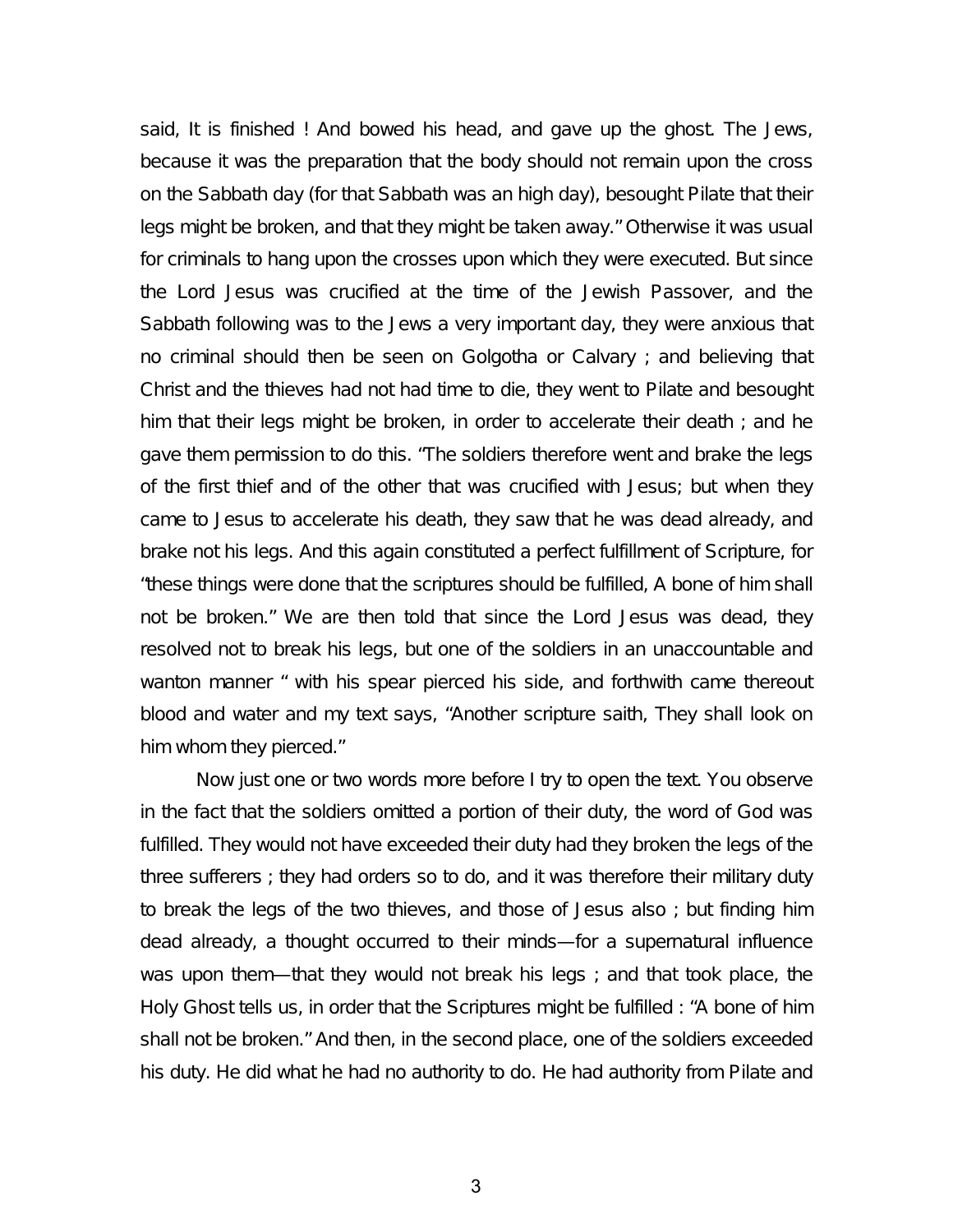said, It is finished ! And bowed his head, and gave up the ghost. The Jews, because it was the preparation that the body should not remain upon the cross on the Sabbath day (for that Sabbath was an high day), besought Pilate that their legs might be broken, and that they might be taken away." Otherwise it was usual for criminals to hang upon the crosses upon which they were executed. But since the Lord Jesus was crucified at the time of the Jewish Passover, and the Sabbath following was to the Jews a very important day, they were anxious that no criminal should then be seen on Golgotha or Calvary ; and believing that Christ and the thieves had not had time to die, they went to Pilate and besought him that their legs might be broken, in order to accelerate their death ; and he gave them permission to do this. "The soldiers therefore went and brake the legs of the first thief and of the other that was crucified with Jesus; but when they came to Jesus to accelerate his death, they saw that he was dead already, and brake not his legs. And this again constituted a perfect fulfillment of Scripture, for "these things were done that the scriptures should be fulfilled, A bone of him shall not be broken." We are then told that since the Lord Jesus was dead, they resolved not to break his legs, but one of the soldiers in an unaccountable and wanton manner " with his spear pierced his side, and forthwith came thereout blood and water and my text says, "Another scripture saith, They shall look on him whom they pierced."

Now just one or two words more before I try to open the text. You observe in the fact that the soldiers omitted a portion of their duty, the word of God was fulfilled. They would not have exceeded their duty had they broken the legs of the three sufferers ; they had orders so to do, and it was therefore their military duty to break the legs of the two thieves, and those of Jesus also ; but finding him dead already, a thought occurred to their minds—for a supernatural influence was upon them—that they would not break his legs ; and that took place, the Holy Ghost tells us, in order that the Scriptures might be fulfilled : "A bone of him shall not be broken." And then, in the second place, one of the soldiers exceeded his duty. He did what he had no authority to do. He had authority from Pilate and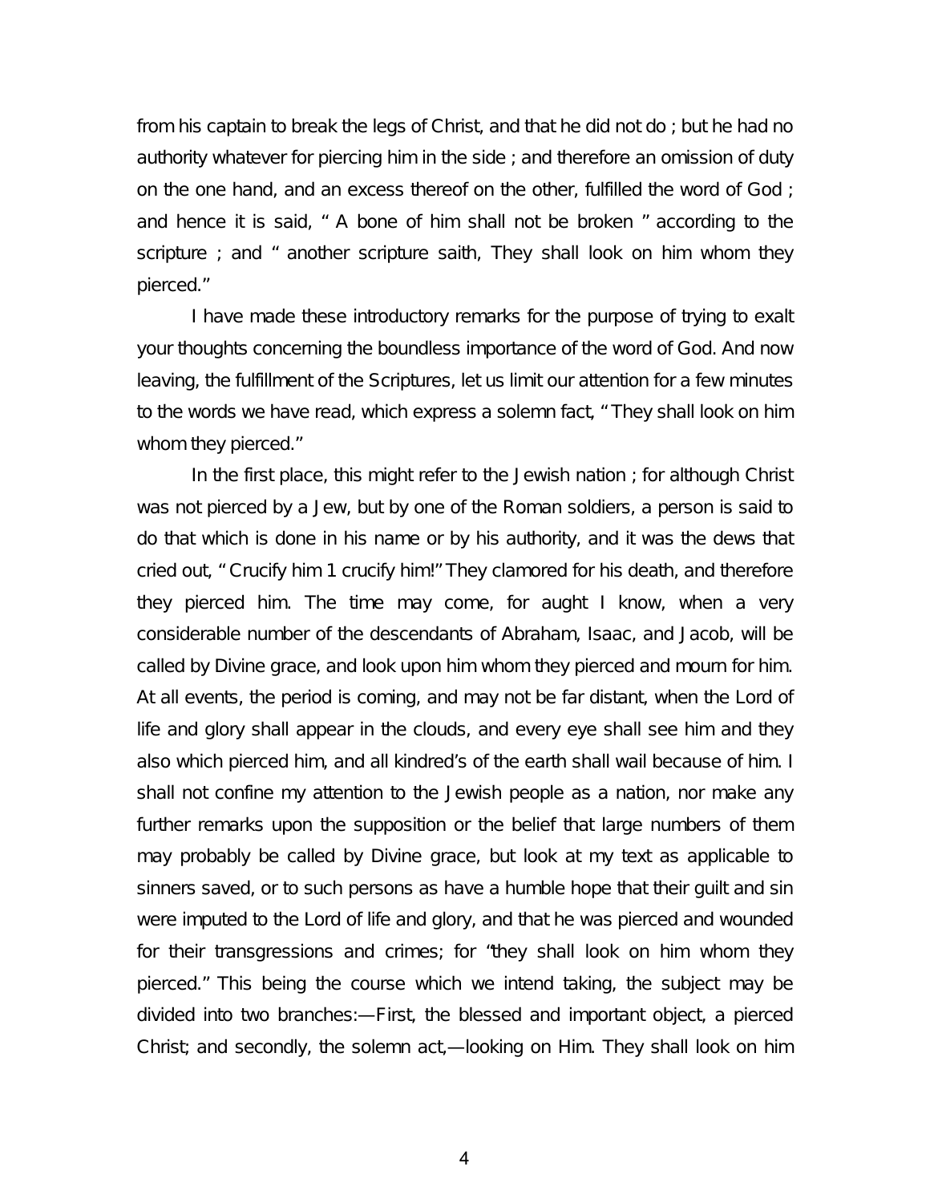from his captain to break the legs of Christ, and that he did not do ; but he had no authority whatever for piercing him in the side ; and therefore an omission of duty on the one hand, and an excess thereof on the other, fulfilled the word of God ; and hence it is said, " A bone of him shall not be broken " according to the scripture ; and " another scripture saith, They shall look on him whom they pierced."

I have made these introductory remarks for the purpose of trying to exalt your thoughts concerning the boundless importance of the word of God. And now leaving, the fulfillment of the Scriptures, let us limit our attention for a few minutes to the words we have read, which express a solemn fact, " They shall look on him whom they pierced."

In the first place, this might refer to the Jewish nation ; for although Christ was not pierced by a Jew, but by one of the Roman soldiers, a person is said to do that which is done in his name or by his authority, and it was the dews that cried out, " Crucify him 1 crucify him!" They clamored for his death, and therefore they pierced him. The time may come, for aught I know, when a very considerable number of the descendants of Abraham, Isaac, and Jacob, will be called by Divine grace, and look upon him whom they pierced and mourn for him. At all events, the period is coming, and may not be far distant, when the Lord of life and glory shall appear in the clouds, and every eye shall see him and they also which pierced him, and all kindred's of the earth shall wail because of him. I shall not confine my attention to the Jewish people as a nation, nor make any further remarks upon the supposition or the belief that large numbers of them may probably be called by Divine grace, but look at my text as applicable to sinners saved, or to such persons as have a humble hope that their guilt and sin were imputed to the Lord of life and glory, and that he was pierced and wounded for their transgressions and crimes; for "they shall look on him whom they pierced." This being the course which we intend taking, the subject may be divided into two branches:—First, the blessed and important object, a pierced Christ; and secondly, the solemn act,—looking on Him. They shall look on him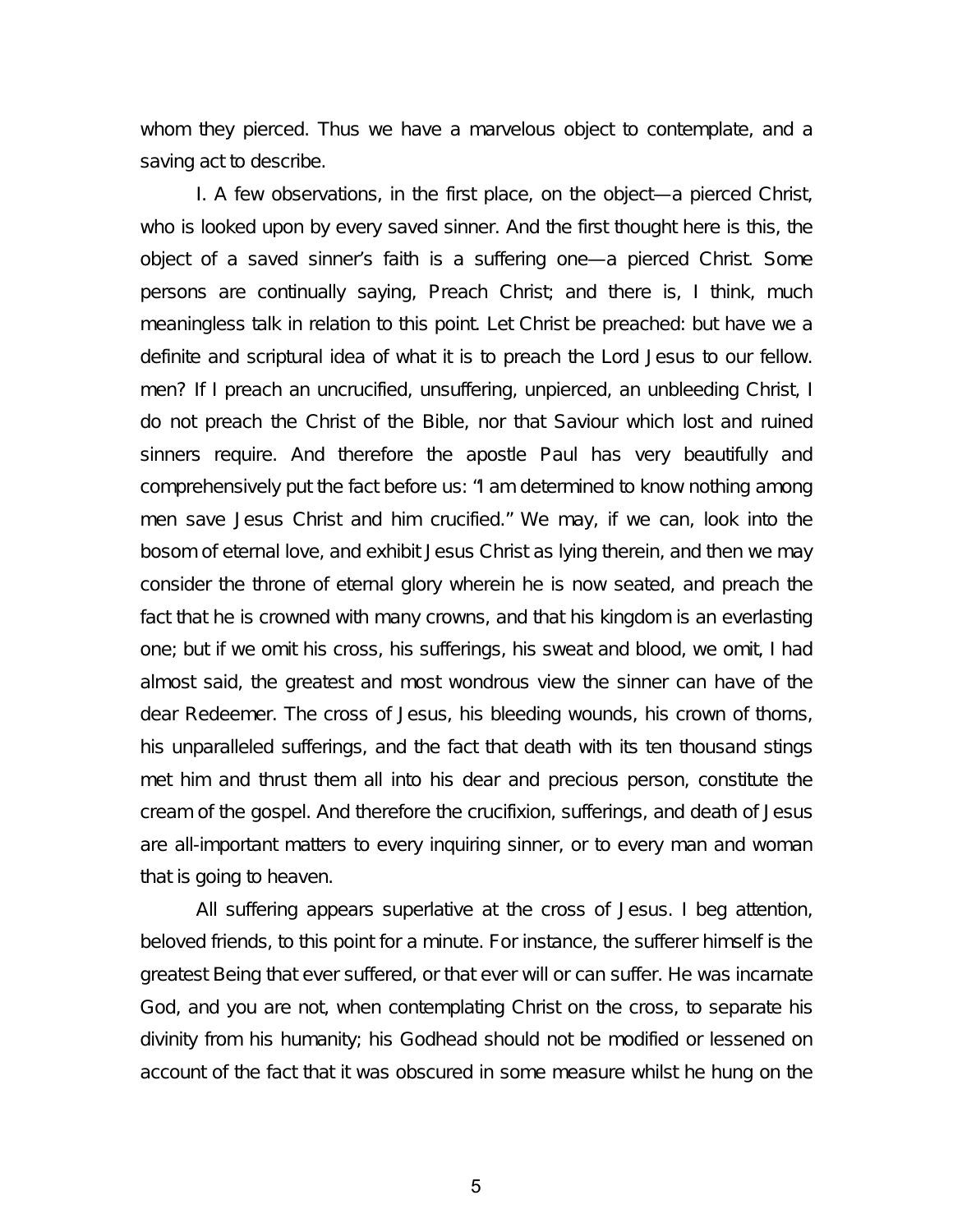whom they pierced. Thus we have a marvelous object to contemplate, and a saving act to describe.

I. A few observations, in the first place, on the object—a pierced Christ, who is looked upon by every saved sinner. And the first thought here is this, the object of a saved sinner's faith is a suffering one—a pierced Christ. Some persons are continually saying, Preach Christ; and there is, I think, much meaningless talk in relation to this point. Let Christ be preached: but have we a definite and scriptural idea of what it is to preach the Lord Jesus to our fellow. men? If I preach an uncrucified, unsuffering, unpierced, an unbleeding Christ, I do not preach the Christ of the Bible, nor that Saviour which lost and ruined sinners require. And therefore the apostle Paul has very beautifully and comprehensively put the fact before us: "I am determined to know nothing among men save Jesus Christ and him crucified." We may, if we can, look into the bosom of eternal love, and exhibit Jesus Christ as lying therein, and then we may consider the throne of eternal glory wherein he is now seated, and preach the fact that he is crowned with many crowns, and that his kingdom is an everlasting one; but if we omit his cross, his sufferings, his sweat and blood, we omit, I had almost said, the greatest and most wondrous view the sinner can have of the dear Redeemer. The cross of Jesus, his bleeding wounds, his crown of thorns, his unparalleled sufferings, and the fact that death with its ten thousand stings met him and thrust them all into his dear and precious person, constitute the cream of the gospel. And therefore the crucifixion, sufferings, and death of Jesus are all-important matters to every inquiring sinner, or to every man and woman that is going to heaven.

All suffering appears superlative at the cross of Jesus. I beg attention, beloved friends, to this point for a minute. For instance, the sufferer himself is the greatest Being that ever suffered, or that ever will or can suffer. He was incarnate God, and you are not, when contemplating Christ on the cross, to separate his divinity from his humanity; his Godhead should not be modified or lessened on account of the fact that it was obscured in some measure whilst he hung on the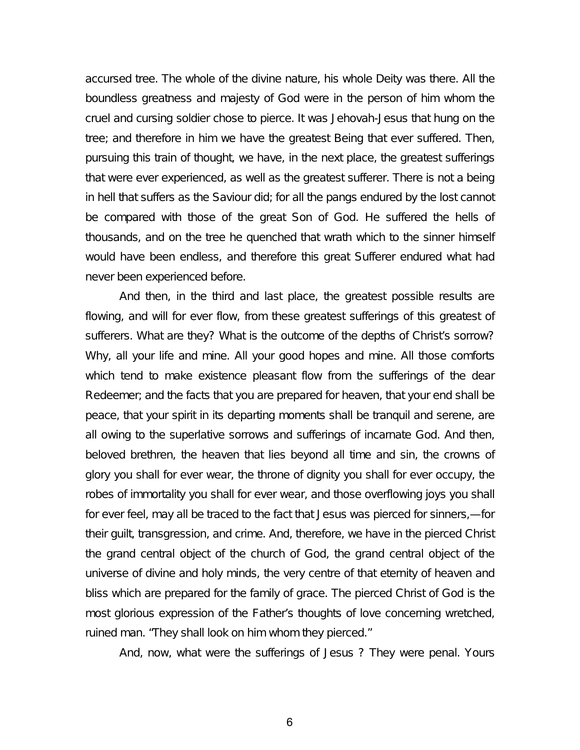accursed tree. The whole of the divine nature, his whole Deity was there. All the boundless greatness and majesty of God were in the person of him whom the cruel and cursing soldier chose to pierce. It was Jehovah-Jesus that hung on the tree; and therefore in him we have the greatest Being that ever suffered. Then, pursuing this train of thought, we have, in the next place, the greatest sufferings that were ever experienced, as well as the greatest sufferer. There is not a being in hell that suffers as the Saviour did; for all the pangs endured by the lost cannot be compared with those of the great Son of God. He suffered the hells of thousands, and on the tree he quenched that wrath which to the sinner himself would have been endless, and therefore this great Sufferer endured what had never been experienced before.

And then, in the third and last place, the greatest possible results are flowing, and will for ever flow, from these greatest sufferings of this greatest of sufferers. What are they? What is the outcome of the depths of Christ's sorrow? Why, all your life and mine. All your good hopes and mine. All those comforts which tend to make existence pleasant flow from the sufferings of the dear Redeemer; and the facts that you are prepared for heaven, that your end shall be peace, that your spirit in its departing moments shall be tranquil and serene, are all owing to the superlative sorrows and sufferings of incarnate God. And then, beloved brethren, the heaven that lies beyond all time and sin, the crowns of glory you shall for ever wear, the throne of dignity you shall for ever occupy, the robes of immortality you shall for ever wear, and those overflowing joys you shall for ever feel, may all be traced to the fact that Jesus was pierced for sinners,—for their guilt, transgression, and crime. And, therefore, we have in the pierced Christ the grand central object of the church of God, the grand central object of the universe of divine and holy minds, the very centre of that eternity of heaven and bliss which are prepared for the family of grace. The pierced Christ of God is the most glorious expression of the Father's thoughts of love concerning wretched, ruined man. "They shall look on him whom they pierced."

And, now, what were the sufferings of Jesus ? They were penal. Yours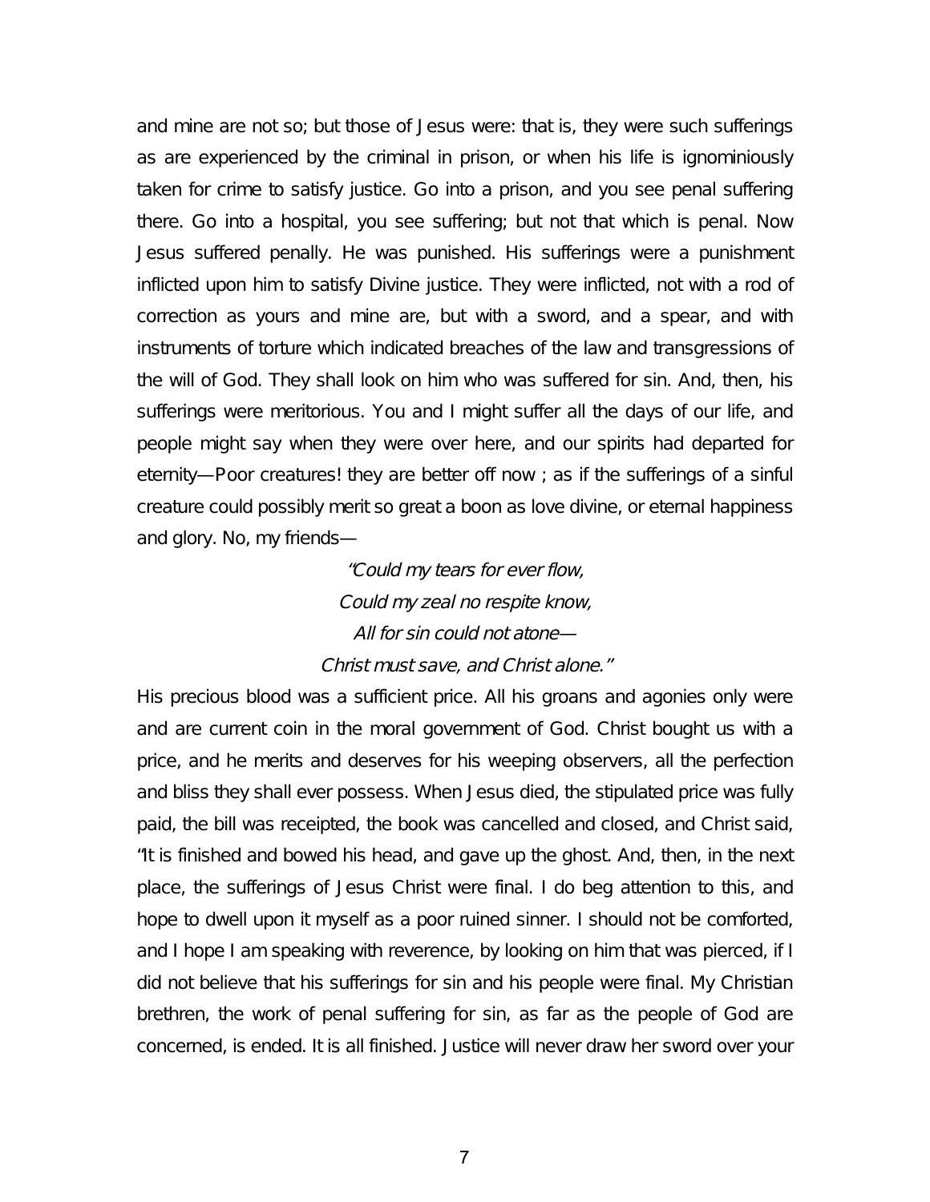and mine are not so; but those of Jesus were: that is, they were such sufferings as are experienced by the criminal in prison, or when his life is ignominiously taken for crime to satisfy justice. Go into a prison, and you see penal suffering there. Go into a hospital, you see suffering; but not that which is penal. Now Jesus suffered penally. He was punished. His sufferings were a punishment inflicted upon him to satisfy Divine justice. They were inflicted, not with a rod of correction as yours and mine are, but with a sword, and a spear, and with instruments of torture which indicated breaches of the law and transgressions of the will of God. They shall look on him who was suffered for sin. And, then, his sufferings were meritorious. You and I might suffer all the days of our life, and people might say when they were over here, and our spirits had departed for eternity—Poor creatures! they are better off now ; as if the sufferings of a sinful creature could possibly merit so great a boon as love divine, or eternal happiness and glory. No, my friends—

*"Could my tears for ever flow,*
*Could my zeal no respite know,*
*All for sin could not atone—*
*Christ must save, and Christ alone."*

His precious blood was a sufficient price. All his groans and agonies only were and are current coin in the moral government of God. Christ bought us with a price, and he merits and deserves for his weeping observers, all the perfection and bliss they shall ever possess. When Jesus died, the stipulated price was fully paid, the bill was receipted, the book was cancelled and closed, and Christ said, "It is finished and bowed his head, and gave up the ghost. And, then, in the next place, the sufferings of Jesus Christ were final. I do beg attention to this, and hope to dwell upon it myself as a poor ruined sinner. I should not be comforted, and I hope I am speaking with reverence, by looking on him that was pierced, if I did not believe that his sufferings for sin and his people were final. My Christian brethren, the work of penal suffering for sin, as far as the people of God are concerned, is ended. It is all finished. Justice will never draw her sword over your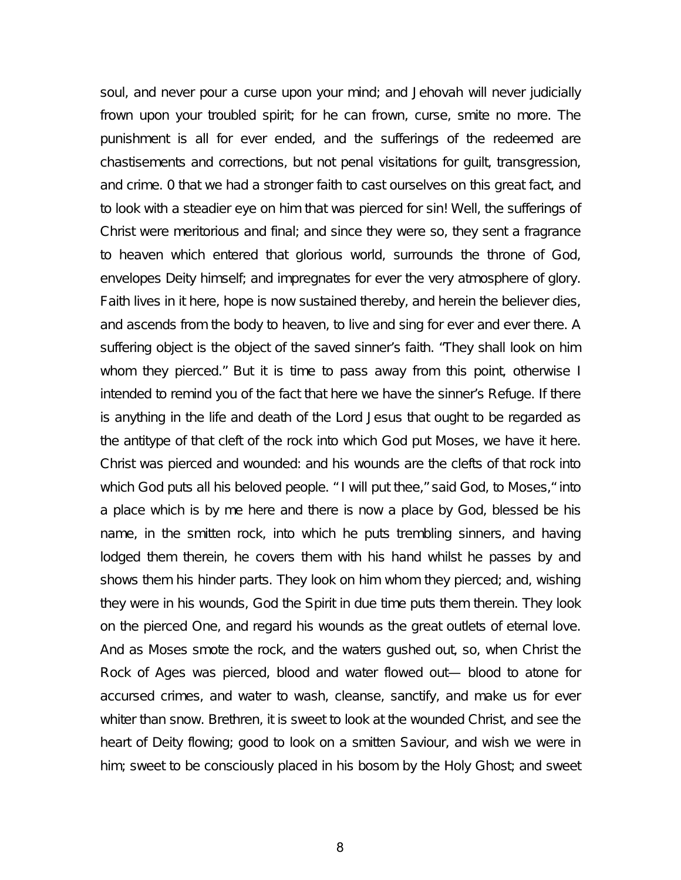soul, and never pour a curse upon your mind; and Jehovah will never judicially frown upon your troubled spirit; for he can frown, curse, smite no more. The punishment is all for ever ended, and the sufferings of the redeemed are chastisements and corrections, but not penal visitations for guilt, transgression, and crime. 0 that we had a stronger faith to cast ourselves on this great fact, and to look with a steadier eye on him that was pierced for sin! Well, the sufferings of Christ were meritorious and final; and since they were so, they sent a fragrance to heaven which entered that glorious world, surrounds the throne of God, envelopes Deity himself; and impregnates for ever the very atmosphere of glory. Faith lives in it here, hope is now sustained thereby, and herein the believer dies, and ascends from the body to heaven, to live and sing for ever and ever there. A suffering object is the object of the saved sinner's faith. "They shall look on him whom they pierced." But it is time to pass away from this point, otherwise I intended to remind you of the fact that here we have the sinner's Refuge. If there is anything in the life and death of the Lord Jesus that ought to be regarded as the antitype of that cleft of the rock into which God put Moses, we have it here. Christ was pierced and wounded: and his wounds are the clefts of that rock into which God puts all his beloved people. " I will put thee," said God, to Moses, " into a place which is by me here and there is now a place by God, blessed be his name, in the smitten rock, into which he puts trembling sinners, and having lodged them therein, he covers them with his hand whilst he passes by and shows them his hinder parts. They look on him whom they pierced; and, wishing they were in his wounds, God the Spirit in due time puts them therein. They look on the pierced One, and regard his wounds as the great outlets of eternal love. And as Moses smote the rock, and the waters gushed out, so, when Christ the Rock of Ages was pierced, blood and water flowed out— blood to atone for accursed crimes, and water to wash, cleanse, sanctify, and make us for ever whiter than snow. Brethren, it is sweet to look at the wounded Christ, and see the heart of Deity flowing; good to look on a smitten Saviour, and wish we were in him; sweet to be consciously placed in his bosom by the Holy Ghost; and sweet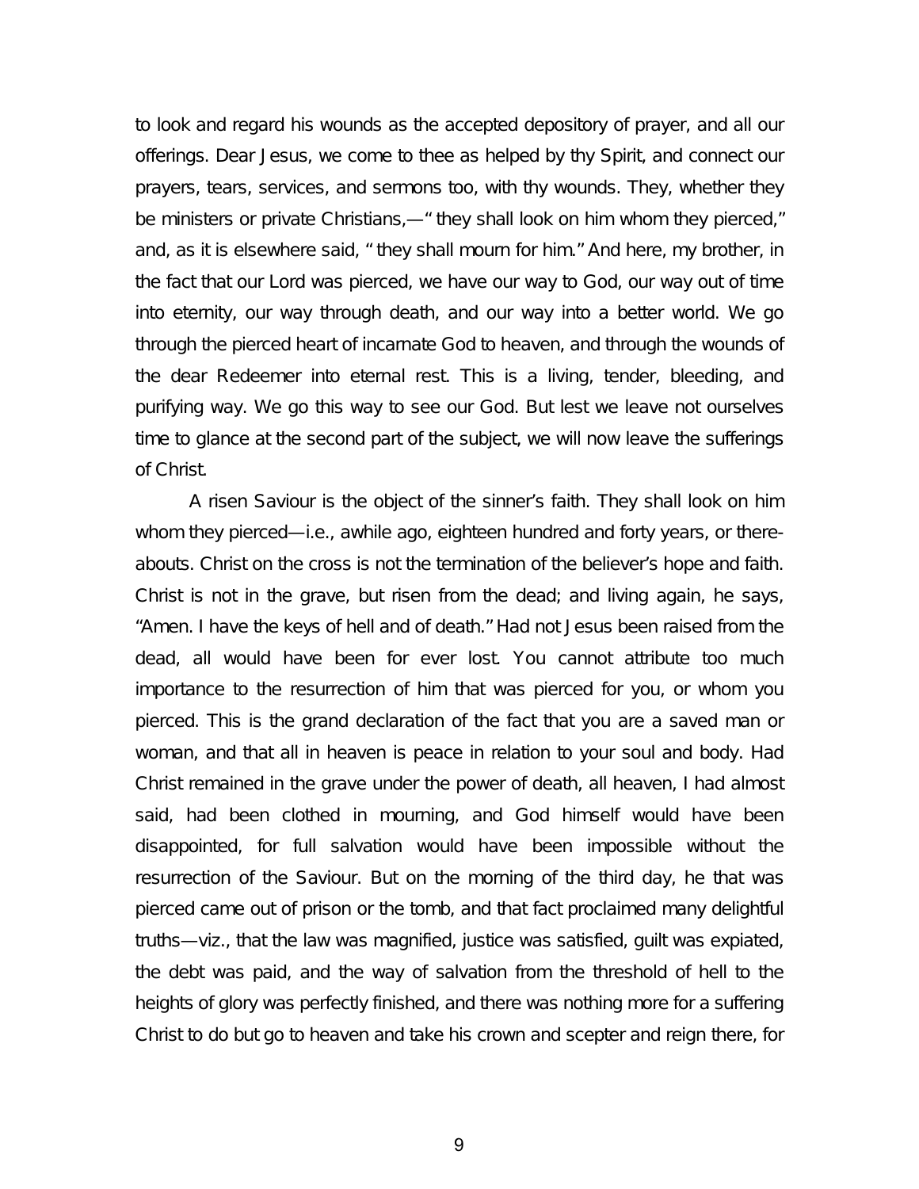to look and regard his wounds as the accepted depository of prayer, and all our offerings. Dear Jesus, we come to thee as helped by thy Spirit, and connect our prayers, tears, services, and sermons too, with thy wounds. They, whether they be ministers or private Christians,—" they shall look on him whom they pierced," and, as it is elsewhere said, " they shall mourn for him." And here, my brother, in the fact that our Lord was pierced, we have our way to God, our way out of time into eternity, our way through death, and our way into a better world. We go through the pierced heart of incarnate God to heaven, and through the wounds of the dear Redeemer into eternal rest. This is a living, tender, bleeding, and purifying way. We go this way to see our God. But lest we leave not ourselves time to glance at the second part of the subject, we will now leave the sufferings of Christ.

A risen Saviour is the object of the sinner's faith. They shall look on him whom they pierced—i.e., awhile ago, eighteen hundred and forty years, or thereabouts. Christ on the cross is not the termination of the believer's hope and faith. Christ is not in the grave, but risen from the dead; and living again, he says, "Amen. I have the keys of hell and of death." Had not Jesus been raised from the dead, all would have been for ever lost. You cannot attribute too much importance to the resurrection of him that was pierced for you, or whom you pierced. This is the grand declaration of the fact that you are a saved man or woman, and that all in heaven is peace in relation to your soul and body. Had Christ remained in the grave under the power of death, all heaven, I had almost said, had been clothed in mourning, and God himself would have been disappointed, for full salvation would have been impossible without the resurrection of the Saviour. But on the morning of the third day, he that was pierced came out of prison or the tomb, and that fact proclaimed many delightful truths—viz., that the law was magnified, justice was satisfied, guilt was expiated, the debt was paid, and the way of salvation from the threshold of hell to the heights of glory was perfectly finished, and there was nothing more for a suffering Christ to do but go to heaven and take his crown and scepter and reign there, for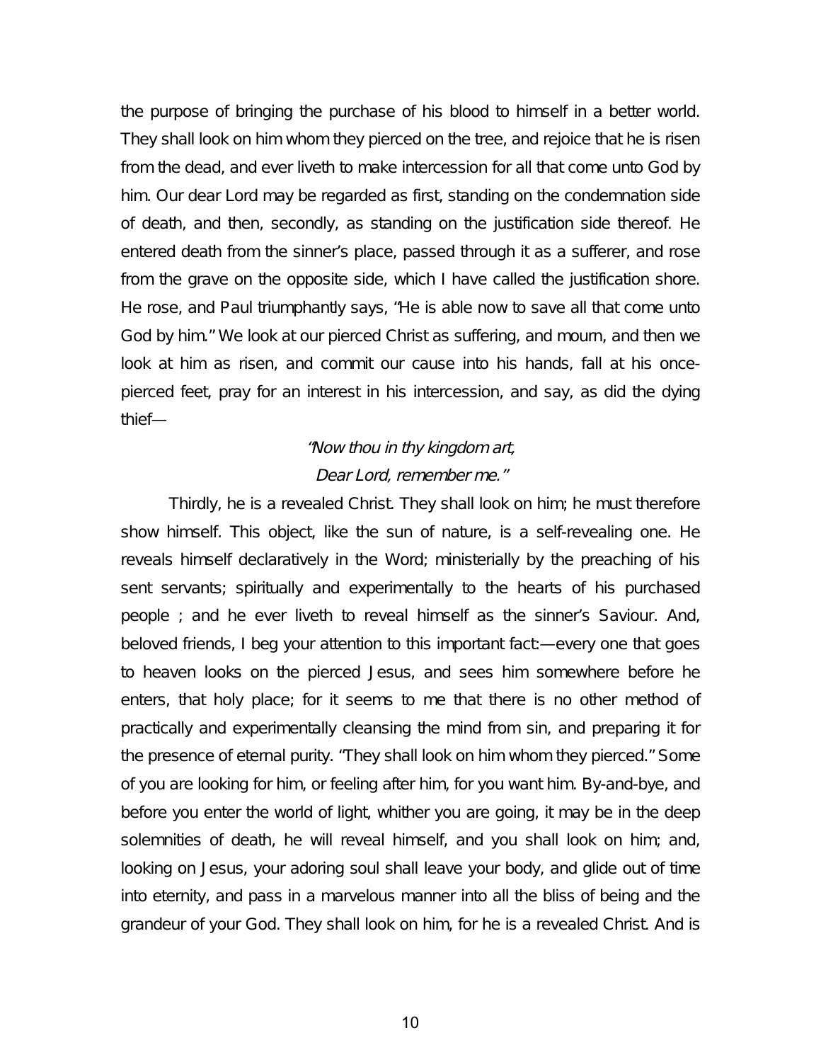the purpose of bringing the purchase of his blood to himself in a better world. They shall look on him whom they pierced on the tree, and rejoice that he is risen from the dead, and ever liveth to make intercession for all that come unto God by him. Our dear Lord may be regarded as first, standing on the condemnation side of death, and then, secondly, as standing on the justification side thereof. He entered death from the sinner's place, passed through it as a sufferer, and rose from the grave on the opposite side, which I have called the justification shore. He rose, and Paul triumphantly says, "He is able now to save all that come unto God by him." We look at our pierced Christ as suffering, and mourn, and then we look at him as risen, and commit our cause into his hands, fall at his once-pierced feet, pray for an interest in his intercession, and say, as did the dying thief—

*"Now thou in thy kingdom art,*
*Dear Lord, remember me."*

Thirdly, he is a revealed Christ. They shall look on him; he must therefore show himself. This object, like the sun of nature, is a self-revealing one. He reveals himself declaratively in the Word; ministerially by the preaching of his sent servants; spiritually and experimentally to the hearts of his purchased people ; and he ever liveth to reveal himself as the sinner's Saviour. And, beloved friends, I beg your attention to this important fact:—every one that goes to heaven looks on the pierced Jesus, and sees him somewhere before he enters, that holy place; for it seems to me that there is no other method of practically and experimentally cleansing the mind from sin, and preparing it for the presence of eternal purity. "They shall look on him whom they pierced." Some of you are looking for him, or feeling after him, for you want him. By-and-bye, and before you enter the world of light, whither you are going, it may be in the deep solemnities of death, he will reveal himself, and you shall look on him; and, looking on Jesus, your adoring soul shall leave your body, and glide out of time into eternity, and pass in a marvelous manner into all the bliss of being and the grandeur of your God. They shall look on him, for he is a revealed Christ. And is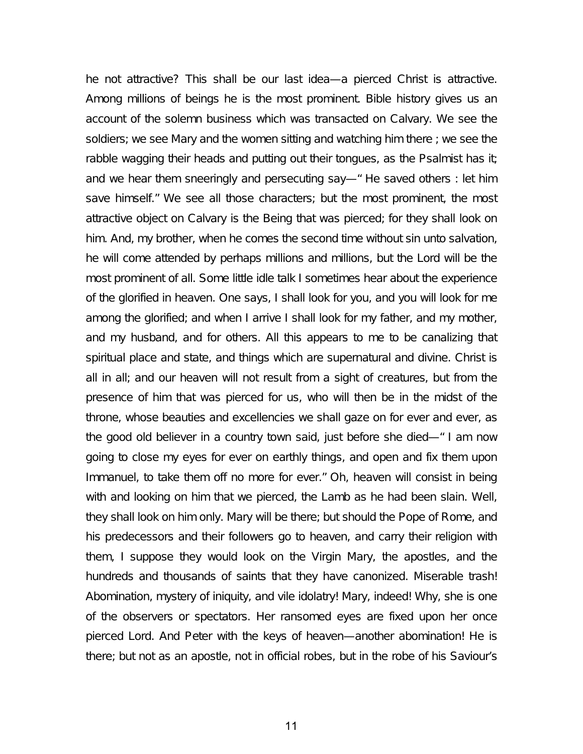he not attractive? This shall be our last idea—a pierced Christ is attractive. Among millions of beings he is the most prominent. Bible history gives us an account of the solemn business which was transacted on Calvary. We see the soldiers; we see Mary and the women sitting and watching him there ; we see the rabble wagging their heads and putting out their tongues, as the Psalmist has it; and we hear them sneeringly and persecuting say—" He saved others : let him save himself." We see all those characters; but the most prominent, the most attractive object on Calvary is the Being that was pierced; for they shall look on him. And, my brother, when he comes the second time without sin unto salvation, he will come attended by perhaps millions and millions, but the Lord will be the most prominent of all. Some little idle talk I sometimes hear about the experience of the glorified in heaven. One says, I shall look for you, and you will look for me among the glorified; and when I arrive I shall look for my father, and my mother, and my husband, and for others. All this appears to me to be canalizing that spiritual place and state, and things which are supernatural and divine. Christ is all in all; and our heaven will not result from a sight of creatures, but from the presence of him that was pierced for us, who will then be in the midst of the throne, whose beauties and excellencies we shall gaze on for ever and ever, as the good old believer in a country town said, just before she died—" I am now going to close my eyes for ever on earthly things, and open and fix them upon Immanuel, to take them off no more for ever." Oh, heaven will consist in being with and looking on him that we pierced, the Lamb as he had been slain. Well, they shall look on him only. Mary will be there; but should the Pope of Rome, and his predecessors and their followers go to heaven, and carry their religion with them, I suppose they would look on the Virgin Mary, the apostles, and the hundreds and thousands of saints that they have canonized. Miserable trash! Abomination, mystery of iniquity, and vile idolatry! Mary, indeed! Why, she is one of the observers or spectators. Her ransomed eyes are fixed upon her once pierced Lord. And Peter with the keys of heaven—another abomination! He is there; but not as an apostle, not in official robes, but in the robe of his Saviour's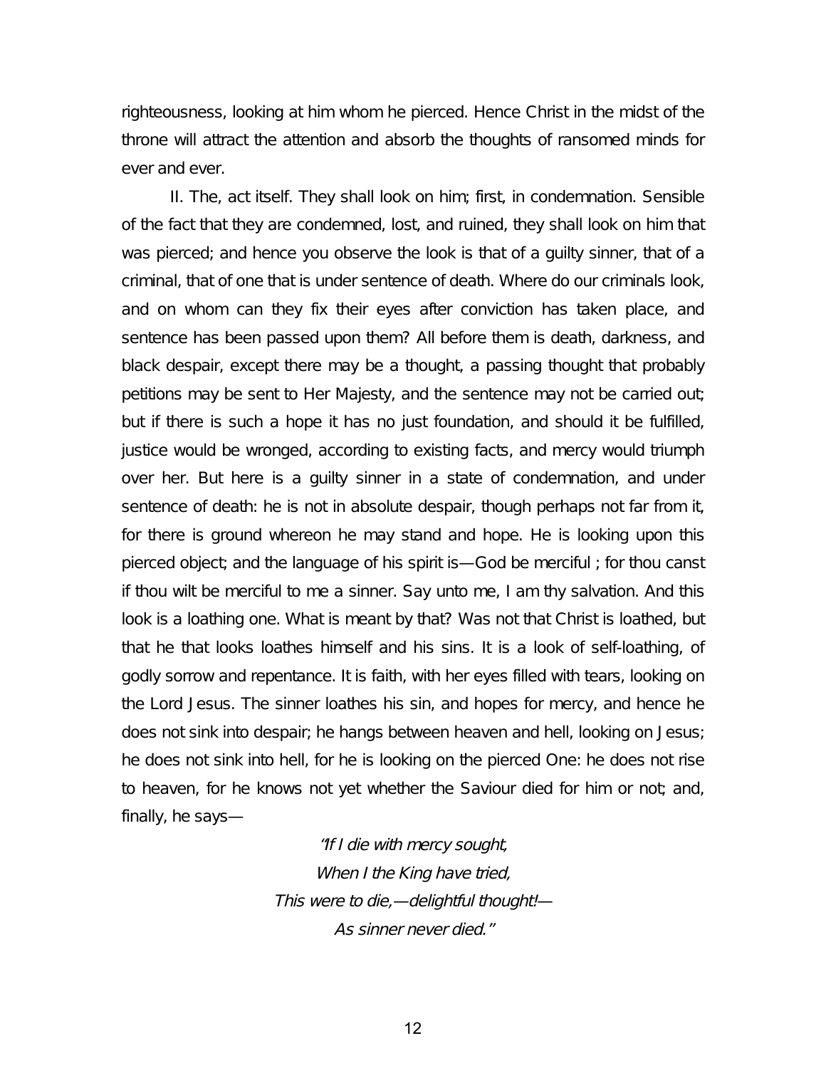righteousness, looking at him whom he pierced. Hence Christ in the midst of the throne will attract the attention and absorb the thoughts of ransomed minds for ever and ever.

II. The, act itself. They shall look on him; first, in condemnation. Sensible of the fact that they are condemned, lost, and ruined, they shall look on him that was pierced; and hence you observe the look is that of a guilty sinner, that of a criminal, that of one that is under sentence of death. Where do our criminals look, and on whom can they fix their eyes after conviction has taken place, and sentence has been passed upon them? All before them is death, darkness, and black despair, except there may be a thought, a passing thought that probably petitions may be sent to Her Majesty, and the sentence may not be carried out; but if there is such a hope it has no just foundation, and should it be fulfilled, justice would be wronged, according to existing facts, and mercy would triumph over her. But here is a guilty sinner in a state of condemnation, and under sentence of death: he is not in absolute despair, though perhaps not far from it, for there is ground whereon he may stand and hope. He is looking upon this pierced object; and the language of his spirit is—God be merciful ; for thou canst if thou wilt be merciful to me a sinner. Say unto me, I am thy salvation. And this look is a loathing one. What is meant by that? Was not that Christ is loathed, but that he that looks loathes himself and his sins. It is a look of self-loathing, of godly sorrow and repentance. It is faith, with her eyes filled with tears, looking on the Lord Jesus. The sinner loathes his sin, and hopes for mercy, and hence he does not sink into despair; he hangs between heaven and hell, looking on Jesus; he does not sink into hell, for he is looking on the pierced One: he does not rise to heaven, for he knows not yet whether the Saviour died for him or not; and, finally, he says—

*"If I die with mercy sought,*
*When I the King have tried,*
*This were to die,—delightful thought!—*
*As sinner never died."*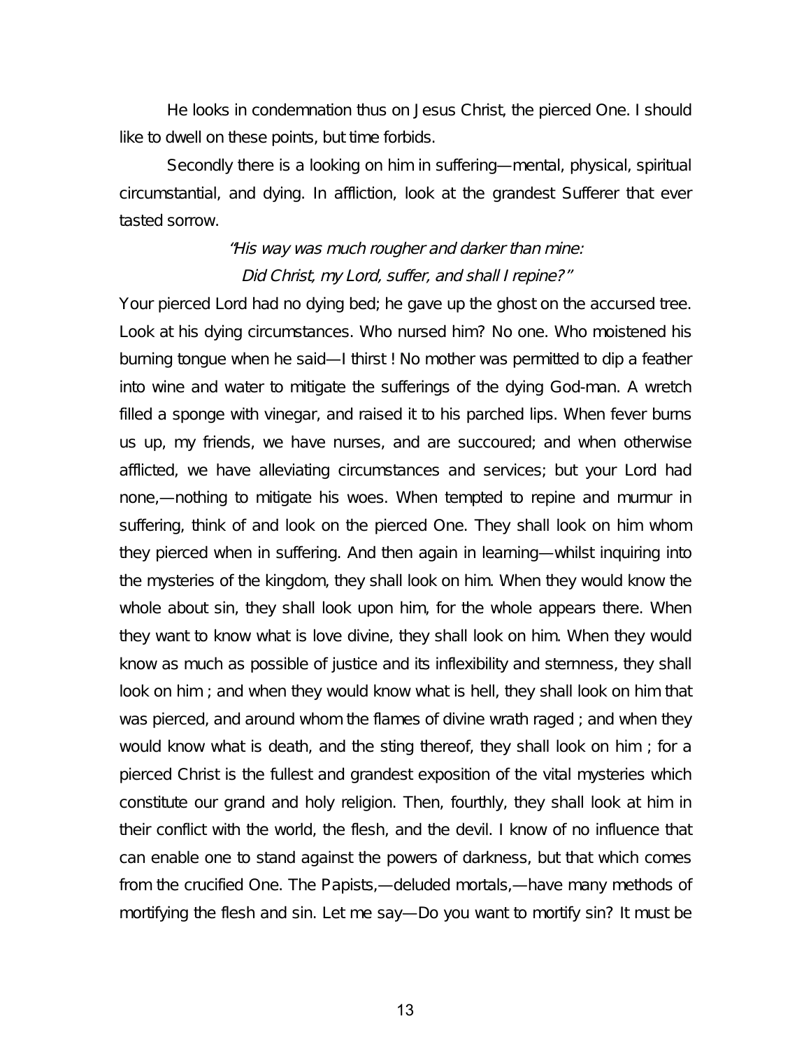He looks in condemnation thus on Jesus Christ, the pierced One. I should like to dwell on these points, but time forbids.

Secondly there is a looking on him in suffering—mental, physical, spiritual circumstantial, and dying. In affliction, look at the grandest Sufferer that ever tasted sorrow.

*"His way was much rougher and darker than mine:*
*Did Christ, my Lord, suffer, and shall I repine?"*

Your pierced Lord had no dying bed; he gave up the ghost on the accursed tree. Look at his dying circumstances. Who nursed him? No one. Who moistened his burning tongue when he said—I thirst ! No mother was permitted to dip a feather into wine and water to mitigate the sufferings of the dying God-man. A wretch filled a sponge with vinegar, and raised it to his parched lips. When fever burns us up, my friends, we have nurses, and are succoured; and when otherwise afflicted, we have alleviating circumstances and services; but your Lord had none,—nothing to mitigate his woes. When tempted to repine and murmur in suffering, think of and look on the pierced One. They shall look on him whom they pierced when in suffering. And then again in learning—whilst inquiring into the mysteries of the kingdom, they shall look on him. When they would know the whole about sin, they shall look upon him, for the whole appears there. When they want to know what is love divine, they shall look on him. When they would know as much as possible of justice and its inflexibility and sternness, they shall look on him ; and when they would know what is hell, they shall look on him that was pierced, and around whom the flames of divine wrath raged ; and when they would know what is death, and the sting thereof, they shall look on him ; for a pierced Christ is the fullest and grandest exposition of the vital mysteries which constitute our grand and holy religion. Then, fourthly, they shall look at him in their conflict with the world, the flesh, and the devil. I know of no influence that can enable one to stand against the powers of darkness, but that which comes from the crucified One. The Papists,—deluded mortals,—have many methods of mortifying the flesh and sin. Let me say—Do you want to mortify sin? It must be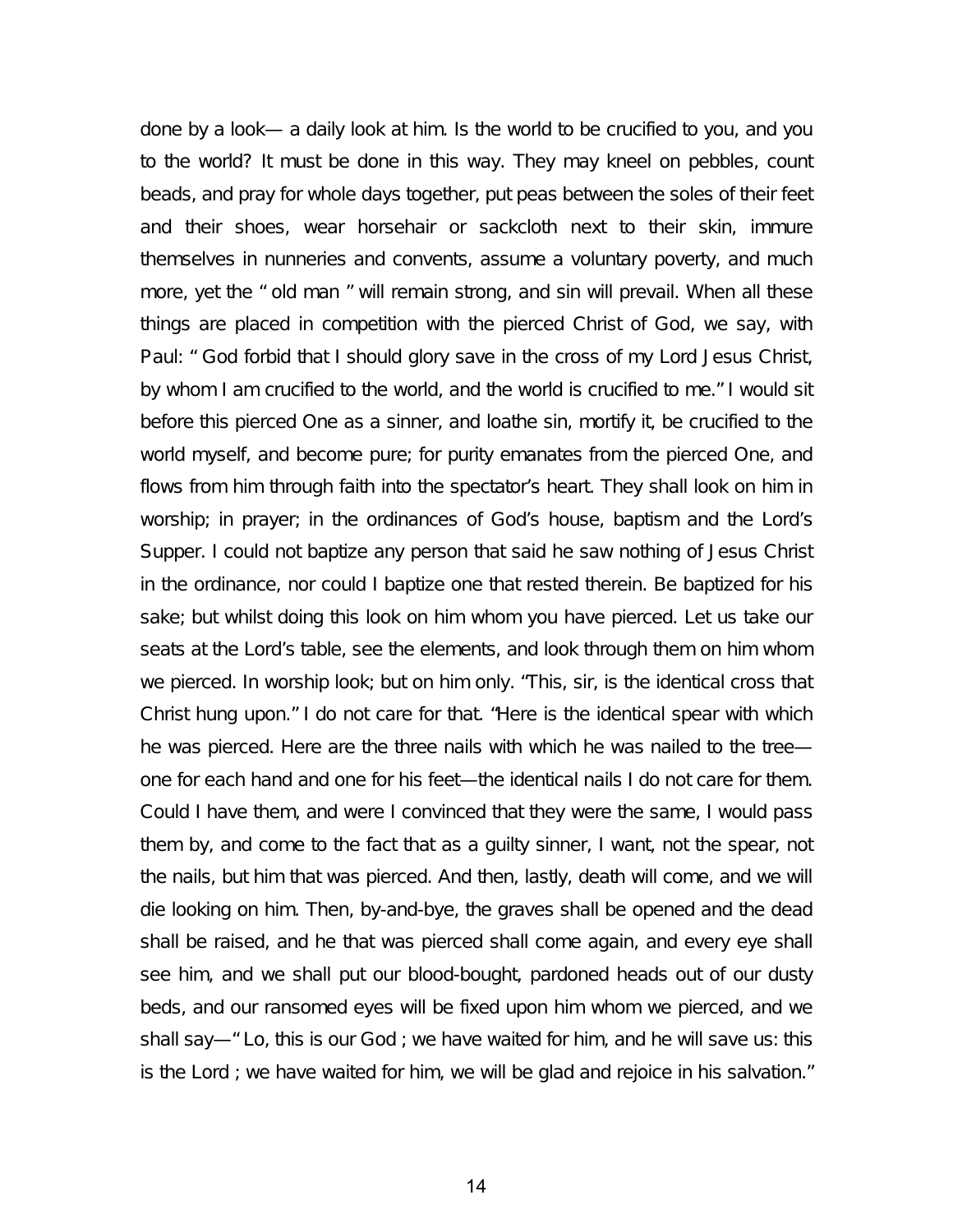done by a look— a daily look at him. Is the world to be crucified to you, and you to the world? It must be done in this way. They may kneel on pebbles, count beads, and pray for whole days together, put peas between the soles of their feet and their shoes, wear horsehair or sackcloth next to their skin, immure themselves in nunneries and convents, assume a voluntary poverty, and much more, yet the " old man " will remain strong, and sin will prevail. When all these things are placed in competition with the pierced Christ of God, we say, with Paul: " God forbid that I should glory save in the cross of my Lord Jesus Christ, by whom I am crucified to the world, and the world is crucified to me." I would sit before this pierced One as a sinner, and loathe sin, mortify it, be crucified to the world myself, and become pure; for purity emanates from the pierced One, and flows from him through faith into the spectator's heart. They shall look on him in worship; in prayer; in the ordinances of God's house, baptism and the Lord's Supper. I could not baptize any person that said he saw nothing of Jesus Christ in the ordinance, nor could I baptize one that rested therein. Be baptized for his sake; but whilst doing this look on him whom you have pierced. Let us take our seats at the Lord's table, see the elements, and look through them on him whom we pierced. In worship look; but on him only. "This, sir, is the identical cross that Christ hung upon." I do not care for that. "Here is the identical spear with which he was pierced. Here are the three nails with which he was nailed to the tree— one for each hand and one for his feet—the identical nails I do not care for them. Could I have them, and were I convinced that they were the same, I would pass them by, and come to the fact that as a guilty sinner, I want, not the spear, not the nails, but him that was pierced. And then, lastly, death will come, and we will die looking on him. Then, by-and-bye, the graves shall be opened and the dead shall be raised, and he that was pierced shall come again, and every eye shall see him, and we shall put our blood-bought, pardoned heads out of our dusty beds, and our ransomed eyes will be fixed upon him whom we pierced, and we shall say—" Lo, this is our God ; we have waited for him, and he will save us: this is the Lord ; we have waited for him, we will be glad and rejoice in his salvation."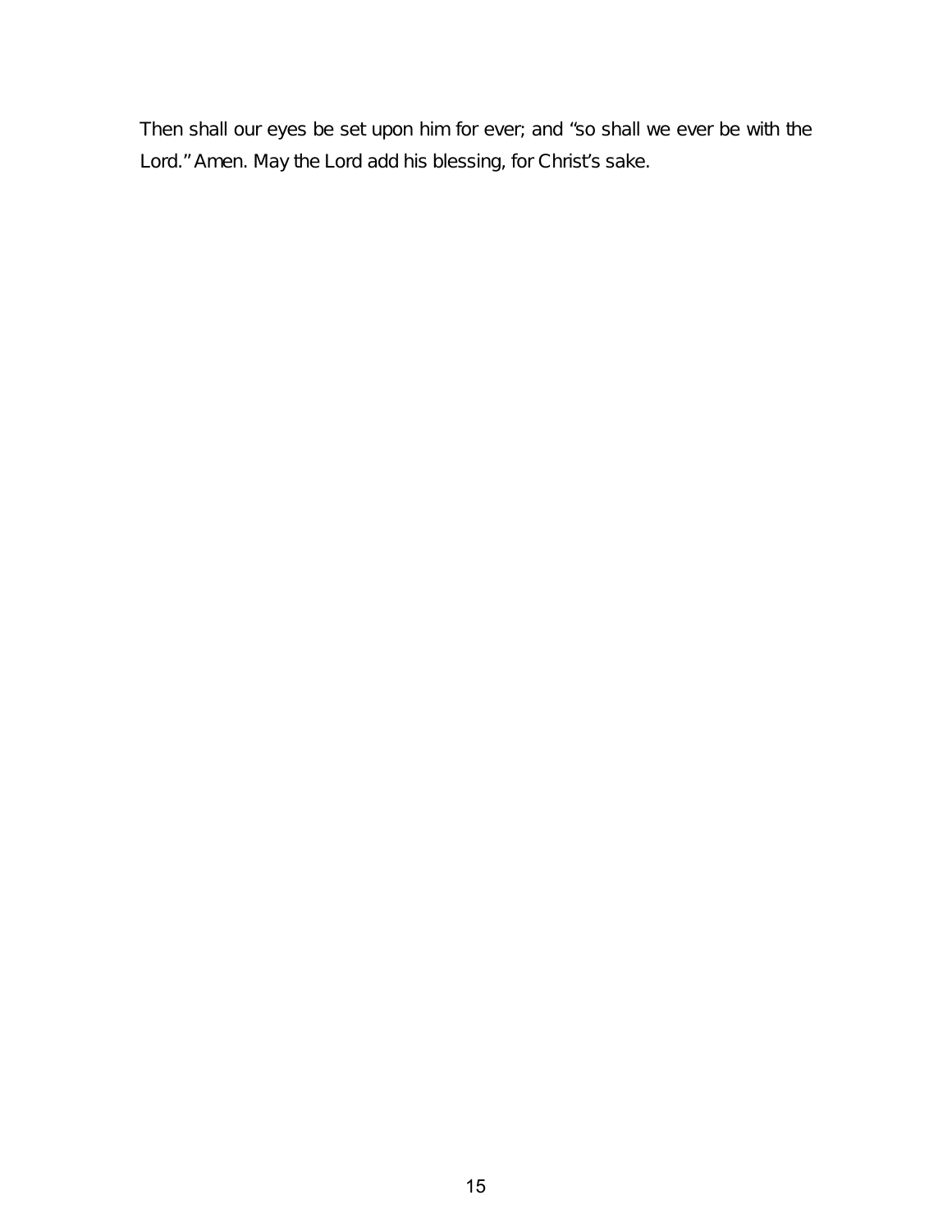Then shall our eyes be set upon him for ever; and "so shall we ever be with the Lord." Amen. May the Lord add his blessing, for Christ's sake.